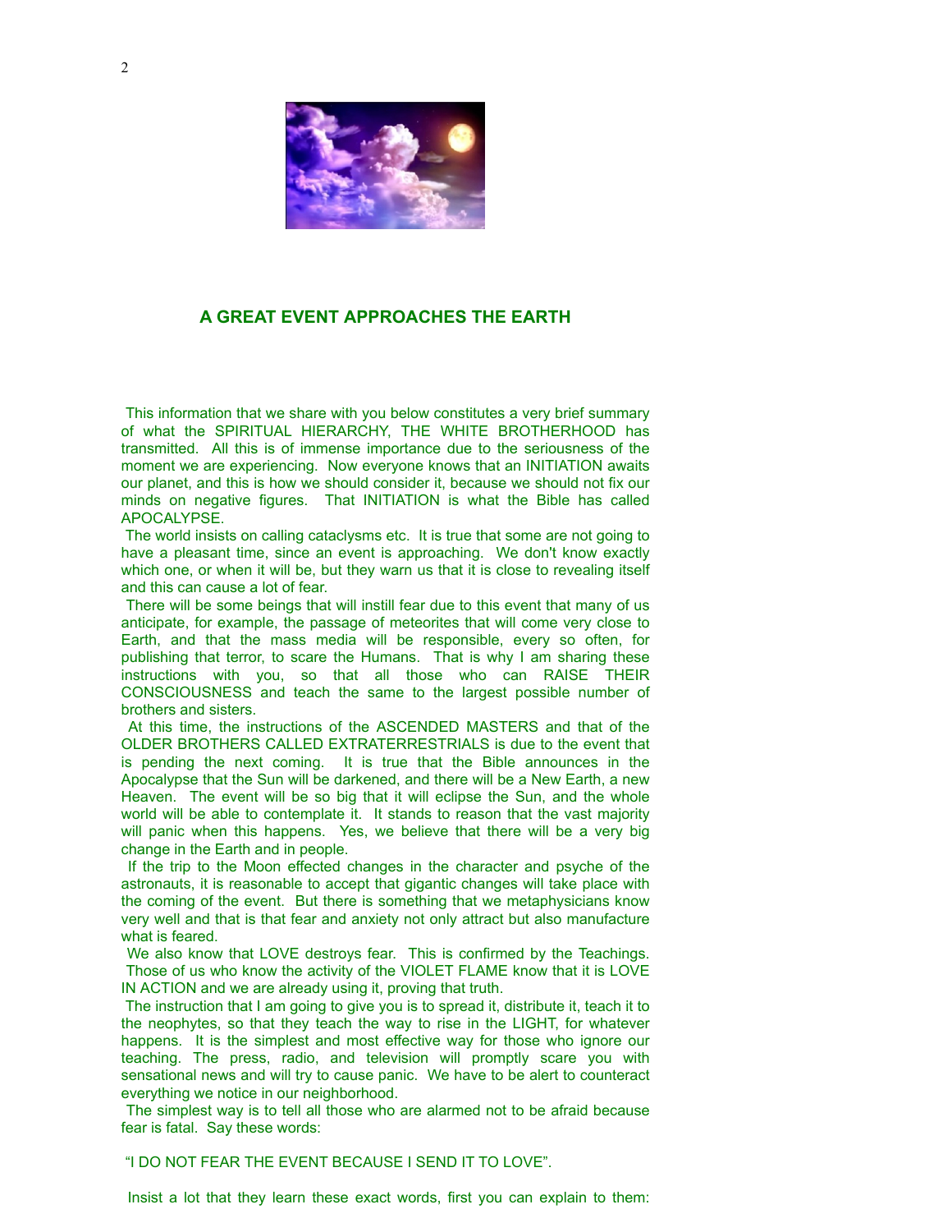# A GREAT EVENT APPROACHES THE EARTH

This information that we share with you below constitutes a very brief summary of what the SPIRITUAL HIERARCHY, THE WHITE BROTHERHOOD has transmitted. All this is of immense importance due to the seriousness of the moment we are experiencing. Now everyone knows that an INITIATION awaits our planet, and this is how we should consider it, because we should not fix our minds on negative figures. That INITIATION is what the Bible has called APOCALYPSE.

The world insists on calling cataclysms etc. It is true that some are not going to have a pleasant time, since an event is approaching. We don't know exactly which one, or when it will be, but they warn us that it is close to revealing itself and this can cause a lot of fear.

There will be some beings that will instill fear due to this event that many of us anticipate, for example, the passage of meteorites that will come very close to Earth, and that the mass media will be responsible, every so often, for publishing that terror, to scare the Humans. That is why I am sharing these instructions with you, so that all those who can RAISE THEIR CONSCIOUSNESS and teach the same to the largest possible number of brothers and sisters.

At this time, the instructions of the ASCENDED MASTERS and that of the OLDER BROTHERS CALLED EXTRATERRESTRIALS is due to the event that is pending the next coming. It is true that the Bible announces in the Apocalypse that the Sun will be darkened, and there will be a New Earth, a new Heaven. The event will be so big that it will eclipse the Sun, and the whole world will be able to contemplate it. It stands to reason that the vast majority will panic when this happens. Yes, we believe that there will be a very big change in the Earth and in people.

If the trip to the Moon effected changes in the character and psyche of the astronauts, it is reasonable to accept that gigantic changes will take place with the coming of the event. But there is something that we metaphysicians know very well and that is that fear and anxiety not only attract but also manufacture what is feared.

We also know that LOVE destroys fear. This is confirmed by the Teachings. Those of us who know the activity of the VIOLET FLAME know that it is LOVE IN ACTION and we are already using it, proving that truth.

The instruction that I am going to give you is to spread it, distribute it, teach it to the neophytes, so that they teach the way to rise in the LIGHT, for whatever happens. It is the simplest and most effective way for those who ignore our teaching. The press, radio, and television will promptly scare you with sensational news and will try to cause panic. We have to be alert to counteract everything we notice in our neighborhood.

The simplest way is to tell all those who are alarmed not to be afraid because fear is fatal. Say these words:

"I DO NOT FEAR THE EVENT BECAUSE I SEND IT TO LOVE".

Insist a lot that they learn these exact words, first you can explain to them: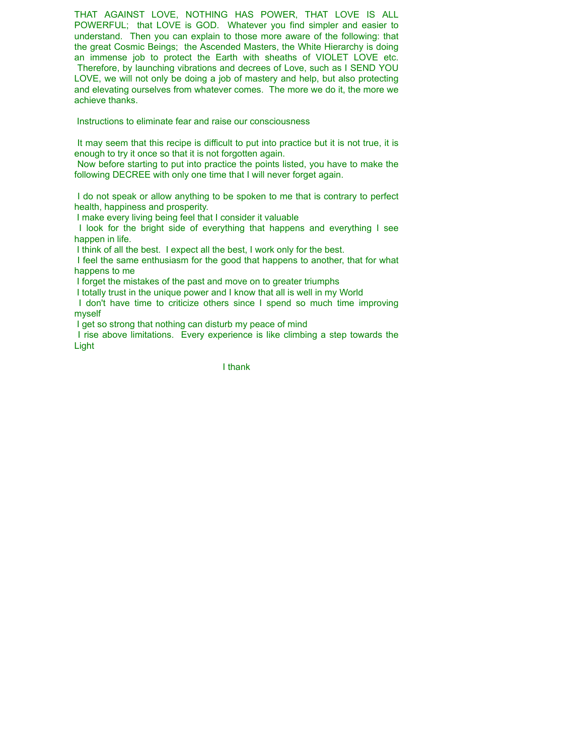THAT AGAINST LOVE, NOTHING HAS POWER, THAT LOVE IS ALL POWERFUL; that LOVE is GOD. Whatever you find simpler and easier to understand. Then you can explain to those more aware of the following: that the great Cosmic Beings; the Ascended Masters, the White Hierarchy is doing an immense job to protect the Earth with sheaths of VIOLET LOVE etc. Therefore, by launching vibrations and decrees of Love, such as I SEND YOU LOVE, we will not only be doing a job of mastery and help, but also protecting and elevating ourselves from whatever comes. The more we do it, the more we achieve thanks.

Instructions to eliminate fear and raise our consciousness

It may seem that this recipe is difficult to put into practice but it is not true, it is enough to try it once so that it is not forgotten again.

Now before starting to put into practice the points listed, you have to make the following DECREE with only one time that I will never forget again.

I do not speak or allow anything to be spoken to me that is contrary to perfect health, happiness and prosperity.

I make every living being feel that I consider it valuable

I look for the bright side of everything that happens and everything I see happen in life.

I think of all the best. I expect all the best, I work only for the best.

I feel the same enthusiasm for the good that happens to another, that for what happens to me

I forget the mistakes of the past and move on to greater triumphs

I totally trust in the unique power and I know that all is well in my World

I don't have time to criticize others since I spend so much time improving myself

I get so strong that nothing can disturb my peace of mind

I rise above limitations. Every experience is like climbing a step towards the Light

I thank